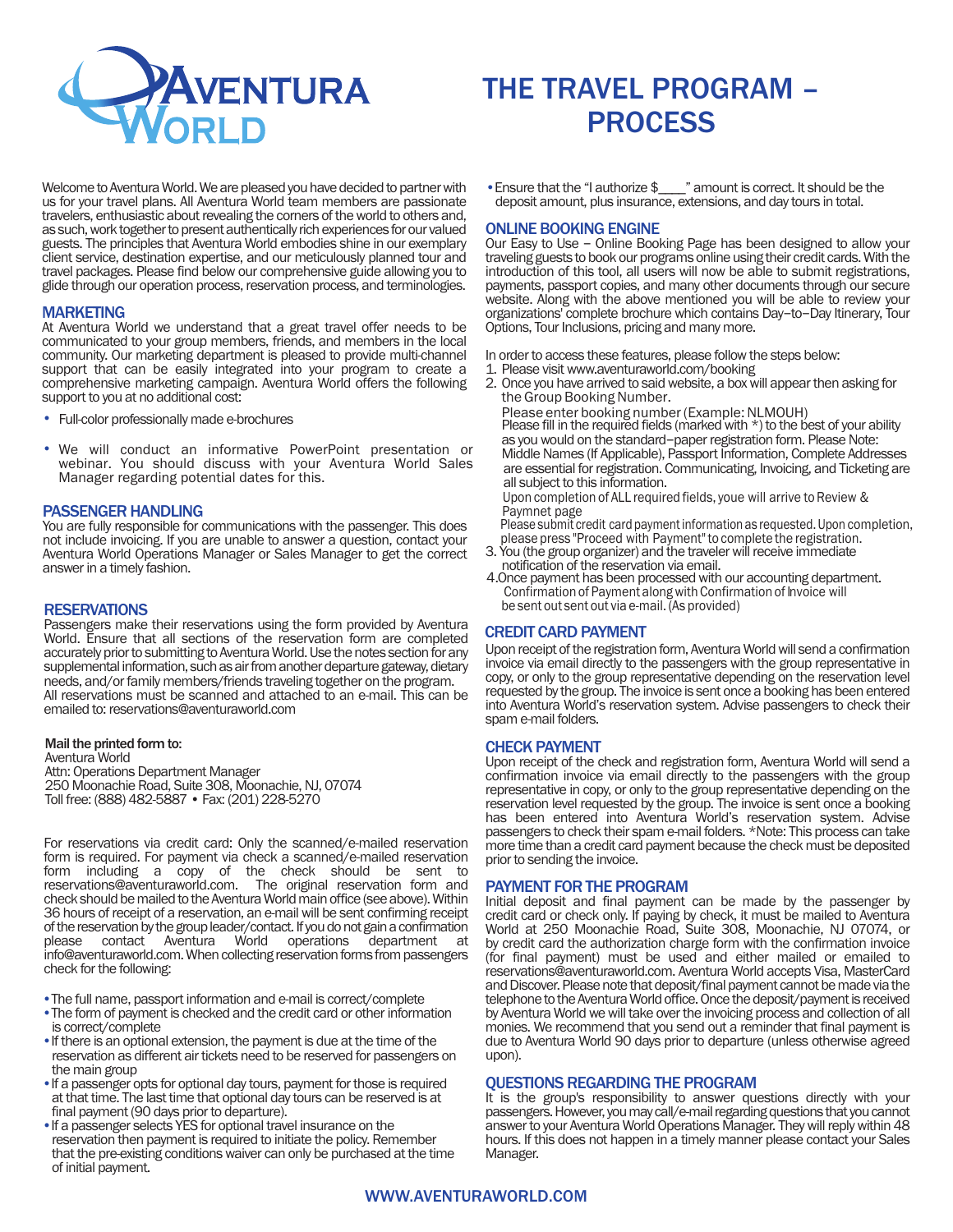# THE TRAVEL PROGRAM – PROCESS

Welcome to Aventura World. We are pleased you have decided to partner with us for your travel plans. All Aventura World team members are passionate travelers, enthusiastic about revealing the corners of the world to others and, as such, work together to present authentically rich experiences for our valued guests. The principles that Aventura World embodies shine in our exemplary client service, destination expertise, and our meticulously planned tour and travel packages. Please find below our comprehensive guide allowing you to glide through our operation process, reservation process, and terminologies.

## MARKETING

At Aventura World we understand that a great travel offer needs to be communicated to your group members, friends, and members in the local community. Our marketing department is pleased to provide multi-channel support that can be easily integrated into your program to create a comprehensive marketing campaign. Aventura World offers the following support to you at no additional cost:

- Full-color professionally made e-brochures
- We will conduct an informative PowerPoint presentation or webinar. You should discuss with your Aventura World Sales Manager regarding potential dates for this.

## PASSENGER HANDLING

You are fully responsible for communications with the passenger. This does not include invoicing. If you are unable to answer a question, contact your Aventura World Operations Manager or Sales Manager to get the correct answer in a timely fashion.

## RESERVATIONS

Passengers make their reservations using the form provided by Aventura World. Ensure that all sections of the reservation form are completed accurately prior to submitting to Aventura World. Use the notes section for any supplemental information, such as air from another departure gateway, dietary needs, and/or family members/friends traveling together on the program.
All reservations must be scanned and attached to an e-mail. This can be emailed to: reservations@aventuraworld.com

**Mail the printed form to:**
Aventura World
Attn: Operations Department Manager
250 Moonachie Road, Suite 308, Moonachie, NJ, 07074
Toll free: (888) 482-5887 • Fax: (201) 228-5270

For reservations via credit card: Only the scanned/e-mailed reservation form is required. For payment via check a scanned/e-mailed reservation form including a copy of the check should be sent to reservations@aventuraworld.com. The original reservation form and check should be mailed to the Aventura World main office (see above). Within 36 hours of receipt of a reservation, an e-mail will be sent confirming receipt of the reservation by the group leader/contact. If you do not gain a confirmation please contact Aventura World operations department at info@aventuraworld.com. When collecting reservation forms from passengers check for the following:

- The full name, passport information and e-mail is correct/complete
- The form of payment is checked and the credit card or other information is correct/complete
- If there is an optional extension, the payment is due at the time of the reservation as different air tickets need to be reserved for passengers on the main group
- If a passenger opts for optional day tours, payment for those is required at that time. The last time that optional day tours can be reserved is at final payment (90 days prior to departure).
- If a passenger selects YES for optional travel insurance on the reservation then payment is required to initiate the policy. Remember that the pre-existing conditions waiver can only be purchased at the time of initial payment.
- Ensure that the "I authorize $____" amount is correct. It should be the deposit amount, plus insurance, extensions, and day tours in total.

## ONLINE BOOKING ENGINE

Our Easy to Use – Online Booking Page has been designed to allow your traveling guests to book our programs online using their credit cards. With the introduction of this tool, all users will now be able to submit registrations, payments, passport copies, and many other documents through our secure website. Along with the above mentioned you will be able to review your organizations' complete brochure which contains Day–to–Day Itinerary, Tour Options, Tour Inclusions, pricing and many more.

In order to access these features, please follow the steps below:

1. Please visit www.aventuraworld.com/booking
2. Once you have arrived to said website, a box will appear then asking for the Group Booking Number.
   Please enter booking number (Example: NLMOUH)
   Please fill in the required fields (marked with *) to the best of your ability as you would on the standard–paper registration form. Please Note: Middle Names (If Applicable), Passport Information, Complete Addresses are essential for registration. Communicating, Invoicing, and Ticketing are all subject to this information.
   Upon completion of ALL required fields, youe will arrive to Review & Paymnet page
   Please submit credit card payment information as requested. Upon completion, please press "Proceed with Payment" to complete the registration.
3. You (the group organizer) and the traveler will receive immediate notification of the reservation via email.
4. Once payment has been processed with our accounting department. Confirmation of Payment along with Confirmation of Invoice will be sent out sent out via e-mail. (As provided)

## CREDIT CARD PAYMENT

Upon receipt of the registration form, Aventura World will send a confirmation invoice via email directly to the passengers with the group representative in copy, or only to the group representative depending on the reservation level requested by the group. The invoice is sent once a booking has been entered into Aventura World's reservation system. Advise passengers to check their spam e-mail folders.

## CHECK PAYMENT

Upon receipt of the check and registration form, Aventura World will send a confirmation invoice via email directly to the passengers with the group representative in copy, or only to the group representative depending on the reservation level requested by the group. The invoice is sent once a booking has been entered into Aventura World's reservation system. Advise passengers to check their spam e-mail folders. *Note: This process can take more time than a credit card payment because the check must be deposited prior to sending the invoice.

## PAYMENT FOR THE PROGRAM

Initial deposit and final payment can be made by the passenger by credit card or check only. If paying by check, it must be mailed to Aventura World at 250 Moonachie Road, Suite 308, Moonachie, NJ 07074, or by credit card the authorization charge form with the confirmation invoice (for final payment) must be used and either mailed or emailed to reservations@aventuraworld.com. Aventura World accepts Visa, MasterCard and Discover. Please note that deposit/final payment cannot be made via the telephone to the Aventura World office. Once the deposit/payment is received by Aventura World we will take over the invoicing process and collection of all monies. We recommend that you send out a reminder that final payment is due to Aventura World 90 days prior to departure (unless otherwise agreed upon).

## QUESTIONS REGARDING THE PROGRAM

It is the group's responsibility to answer questions directly with your passengers. However, you may call/e-mail regarding questions that you cannot answer to your Aventura World Operations Manager. They will reply within 48 hours. If this does not happen in a timely manner please contact your Sales Manager.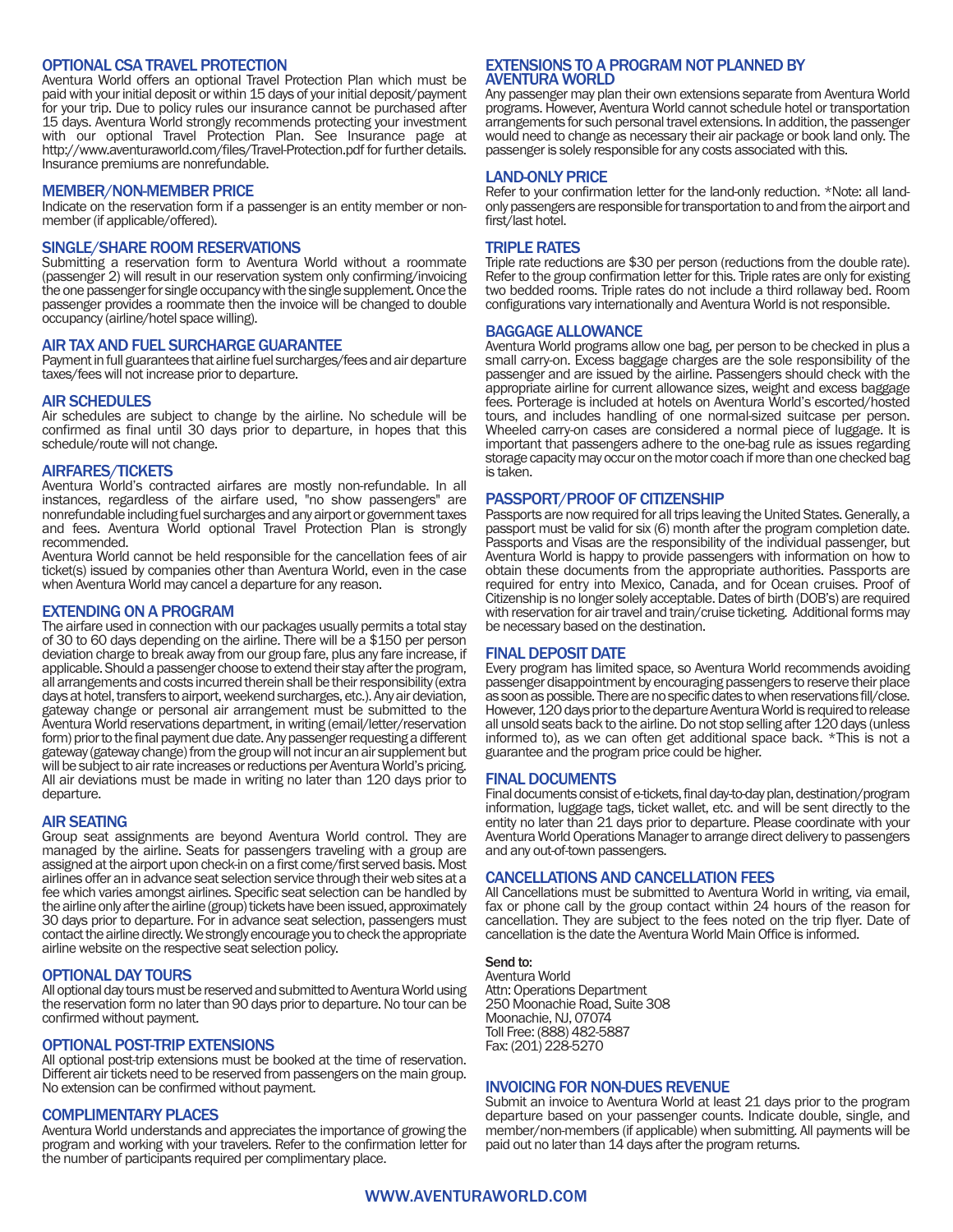## OPTIONAL CSA TRAVEL PROTECTION

Aventura World offers an optional Travel Protection Plan which must be paid with your initial deposit or within 15 days of your initial deposit/payment for your trip. Due to policy rules our insurance cannot be purchased after 15 days. Aventura World strongly recommends protecting your investment with our optional Travel Protection Plan. See Insurance page at http://www.aventuraworld.com/files/Travel-Protection.pdf for further details. Insurance premiums are nonrefundable.

## MEMBER/NON-MEMBER PRICE

Indicate on the reservation form if a passenger is an entity member or non-member (if applicable/offered).

## SINGLE/SHARE ROOM RESERVATIONS

Submitting a reservation form to Aventura World without a roommate (passenger 2) will result in our reservation system only confirming/invoicing the one passenger for single occupancy with the single supplement. Once the passenger provides a roommate then the invoice will be changed to double occupancy (airline/hotel space willing).

## AIR TAX AND FUEL SURCHARGE GUARANTEE

Payment in full guarantees that airline fuel surcharges/fees and air departure taxes/fees will not increase prior to departure.

## AIR SCHEDULES

Air schedules are subject to change by the airline. No schedule will be confirmed as final until 30 days prior to departure, in hopes that this schedule/route will not change.

## AIRFARES/TICKETS

Aventura World's contracted airfares are mostly non-refundable. In all instances, regardless of the airfare used, "no show passengers" are nonrefundable including fuel surcharges and any airport or government taxes and fees. Aventura World optional Travel Protection Plan is strongly recommended.

Aventura World cannot be held responsible for the cancellation fees of air ticket(s) issued by companies other than Aventura World, even in the case when Aventura World may cancel a departure for any reason.

## EXTENDING ON A PROGRAM

The airfare used in connection with our packages usually permits a total stay of 30 to 60 days depending on the airline. There will be a $150 per person deviation charge to break away from our group fare, plus any fare increase, if applicable. Should a passenger choose to extend their stay after the program, all arrangements and costs incurred therein shall be their responsibility (extra days at hotel, transfers to airport, weekend surcharges, etc.). Any air deviation, gateway change or personal air arrangement must be submitted to the Aventura World reservations department, in writing (email/letter/reservation form) prior to the final payment due date. Any passenger requesting a different gateway (gateway change) from the group will not incur an air supplement but will be subject to air rate increases or reductions per Aventura World's pricing. All air deviations must be made in writing no later than 120 days prior to departure.

## AIR SEATING

Group seat assignments are beyond Aventura World control. They are managed by the airline. Seats for passengers traveling with a group are assigned at the airport upon check-in on a first come/first served basis. Most airlines offer an in advance seat selection service through their web sites at a fee which varies amongst airlines. Specific seat selection can be handled by the airline only after the airline (group) tickets have been issued, approximately 30 days prior to departure. For in advance seat selection, passengers must contact the airline directly. We strongly encourage you to check the appropriate airline website on the respective seat selection policy.

## OPTIONAL DAY TOURS

All optional day tours must be reserved and submitted to Aventura World using the reservation form no later than 90 days prior to departure. No tour can be confirmed without payment.

## OPTIONAL POST-TRIP EXTENSIONS

All optional post-trip extensions must be booked at the time of reservation. Different air tickets need to be reserved from passengers on the main group. No extension can be confirmed without payment.

## COMPLIMENTARY PLACES

Aventura World understands and appreciates the importance of growing the program and working with your travelers. Refer to the confirmation letter for the number of participants required per complimentary place.

## EXTENSIONS TO A PROGRAM NOT PLANNED BY AVENTURA WORLD

Any passenger may plan their own extensions separate from Aventura World programs. However, Aventura World cannot schedule hotel or transportation arrangements for such personal travel extensions. In addition, the passenger would need to change as necessary their air package or book land only. The passenger is solely responsible for any costs associated with this.

## LAND-ONLY PRICE

Refer to your confirmation letter for the land-only reduction. *Note: all land-only passengers are responsible for transportation to and from the airport and first/last hotel.

## TRIPLE RATES

Triple rate reductions are $30 per person (reductions from the double rate). Refer to the group confirmation letter for this. Triple rates are only for existing two bedded rooms. Triple rates do not include a third rollaway bed. Room configurations vary internationally and Aventura World is not responsible.

## BAGGAGE ALLOWANCE

Aventura World programs allow one bag, per person to be checked in plus a small carry-on. Excess baggage charges are the sole responsibility of the passenger and are issued by the airline. Passengers should check with the appropriate airline for current allowance sizes, weight and excess baggage fees. Porterage is included at hotels on Aventura World's escorted/hosted tours, and includes handling of one normal-sized suitcase per person. Wheeled carry-on cases are considered a normal piece of luggage. It is important that passengers adhere to the one-bag rule as issues regarding storage capacity may occur on the motor coach if more than one checked bag is taken.

## PASSPORT/PROOF OF CITIZENSHIP

Passports are now required for all trips leaving the United States. Generally, a passport must be valid for six (6) month after the program completion date. Passports and Visas are the responsibility of the individual passenger, but Aventura World is happy to provide passengers with information on how to obtain these documents from the appropriate authorities. Passports are required for entry into Mexico, Canada, and for Ocean cruises. Proof of Citizenship is no longer solely acceptable. Dates of birth (DOB's) are required with reservation for air travel and train/cruise ticketing. Additional forms may be necessary based on the destination.

## FINAL DEPOSIT DATE

Every program has limited space, so Aventura World recommends avoiding passenger disappointment by encouraging passengers to reserve their place as soon as possible. There are no specific dates to when reservations fill/close. However, 120 days prior to the departure Aventura World is required to release all unsold seats back to the airline. Do not stop selling after 120 days (unless informed to), as we can often get additional space back. *This is not a guarantee and the program price could be higher.

## FINAL DOCUMENTS

Final documents consist of e-tickets, final day-to-day plan, destination/program information, luggage tags, ticket wallet, etc. and will be sent directly to the entity no later than 21 days prior to departure. Please coordinate with your Aventura World Operations Manager to arrange direct delivery to passengers and any out-of-town passengers.

## CANCELLATIONS AND CANCELLATION FEES

All Cancellations must be submitted to Aventura World in writing, via email, fax or phone call by the group contact within 24 hours of the reason for cancellation. They are subject to the fees noted on the trip flyer. Date of cancellation is the date the Aventura World Main Office is informed.

**Send to:**
Aventura World
Attn: Operations Department
250 Moonachie Road, Suite 308
Moonachie, NJ, 07074
Toll Free: (888) 482-5887
Fax: (201) 228-5270

## INVOICING FOR NON-DUES REVENUE

Submit an invoice to Aventura World at least 21 days prior to the program departure based on your passenger counts. Indicate double, single, and member/non-members (if applicable) when submitting. All payments will be paid out no later than 14 days after the program returns.

WWW.AVENTURAWORLD.COM